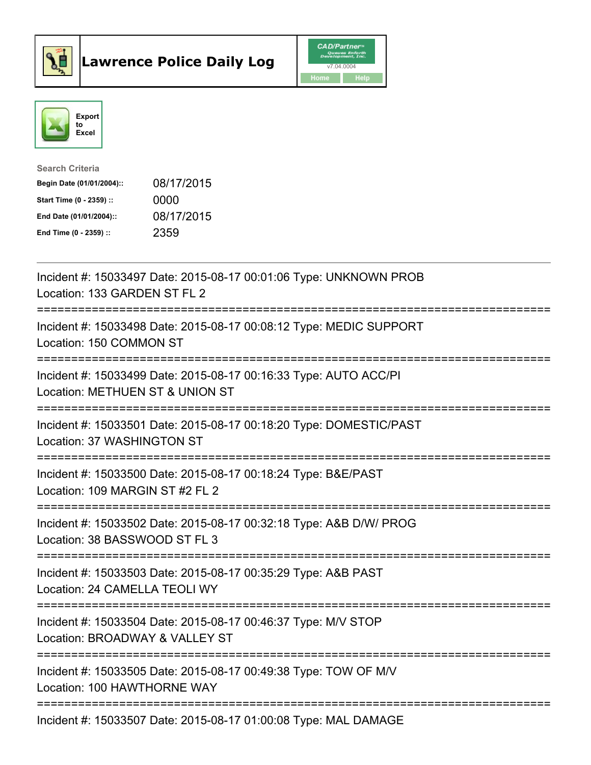# Lawrence Police Daily Log

CAD/Partner v7.04.0004

Home | Help

Export to Excel

**Search Criteria**

| | |
|---|---|
| **Begin Date (01/01/2004)::** | 08/17/2015 |
| **Start Time (0 - 2359) ::** | 0000 |
| **End Date (01/01/2004)::** | 08/17/2015 |
| **End Time (0 - 2359) ::** | 2359 |

---

Incident #: 15033497 Date: 2015-08-17 00:01:06 Type: UNKNOWN PROB
Location: 133 GARDEN ST FL 2

===========================================================================

Incident #: 15033498 Date: 2015-08-17 00:08:12 Type: MEDIC SUPPORT
Location: 150 COMMON ST

===========================================================================

Incident #: 15033499 Date: 2015-08-17 00:16:33 Type: AUTO ACC/PI
Location: METHUEN ST & UNION ST

===========================================================================

Incident #: 15033501 Date: 2015-08-17 00:18:20 Type: DOMESTIC/PAST
Location: 37 WASHINGTON ST

===========================================================================

Incident #: 15033500 Date: 2015-08-17 00:18:24 Type: B&E/PAST
Location: 109 MARGIN ST #2 FL 2

===========================================================================

Incident #: 15033502 Date: 2015-08-17 00:32:18 Type: A&B D/W/ PROG
Location: 38 BASSWOOD ST FL 3

===========================================================================

Incident #: 15033503 Date: 2015-08-17 00:35:29 Type: A&B PAST
Location: 24 CAMELLA TEOLI WY

===========================================================================

Incident #: 15033504 Date: 2015-08-17 00:46:37 Type: M/V STOP
Location: BROADWAY & VALLEY ST

===========================================================================

Incident #: 15033505 Date: 2015-08-17 00:49:38 Type: TOW OF M/V
Location: 100 HAWTHORNE WAY

===========================================================================

Incident #: 15033507 Date: 2015-08-17 01:00:08 Type: MAL DAMAGE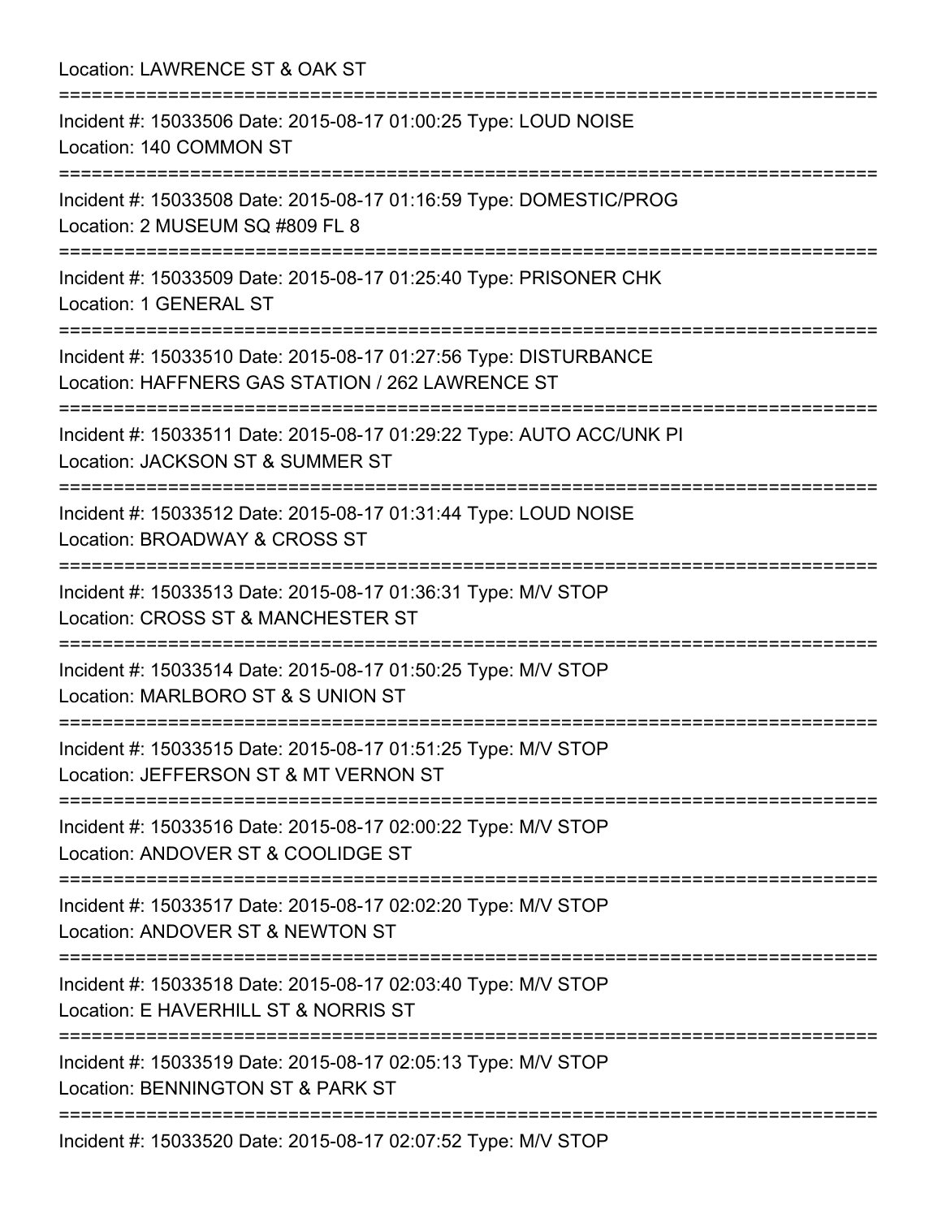Location: LAWRENCE ST & OAK ST

===========================================================================

Incident #: 15033506 Date: 2015-08-17 01:00:25 Type: LOUD NOISE
Location: 140 COMMON ST

===========================================================================

Incident #: 15033508 Date: 2015-08-17 01:16:59 Type: DOMESTIC/PROG
Location: 2 MUSEUM SQ #809 FL 8

===========================================================================

Incident #: 15033509 Date: 2015-08-17 01:25:40 Type: PRISONER CHK
Location: 1 GENERAL ST

===========================================================================

Incident #: 15033510 Date: 2015-08-17 01:27:56 Type: DISTURBANCE
Location: HAFFNERS GAS STATION / 262 LAWRENCE ST

===========================================================================

Incident #: 15033511 Date: 2015-08-17 01:29:22 Type: AUTO ACC/UNK PI
Location: JACKSON ST & SUMMER ST

===========================================================================

Incident #: 15033512 Date: 2015-08-17 01:31:44 Type: LOUD NOISE
Location: BROADWAY & CROSS ST

===========================================================================

Incident #: 15033513 Date: 2015-08-17 01:36:31 Type: M/V STOP
Location: CROSS ST & MANCHESTER ST

===========================================================================

Incident #: 15033514 Date: 2015-08-17 01:50:25 Type: M/V STOP
Location: MARLBORO ST & S UNION ST

===========================================================================

Incident #: 15033515 Date: 2015-08-17 01:51:25 Type: M/V STOP
Location: JEFFERSON ST & MT VERNON ST

===========================================================================

Incident #: 15033516 Date: 2015-08-17 02:00:22 Type: M/V STOP
Location: ANDOVER ST & COOLIDGE ST

===========================================================================

Incident #: 15033517 Date: 2015-08-17 02:02:20 Type: M/V STOP
Location: ANDOVER ST & NEWTON ST

===========================================================================

Incident #: 15033518 Date: 2015-08-17 02:03:40 Type: M/V STOP
Location: E HAVERHILL ST & NORRIS ST

===========================================================================

Incident #: 15033519 Date: 2015-08-17 02:05:13 Type: M/V STOP
Location: BENNINGTON ST & PARK ST

===========================================================================

Incident #: 15033520 Date: 2015-08-17 02:07:52 Type: M/V STOP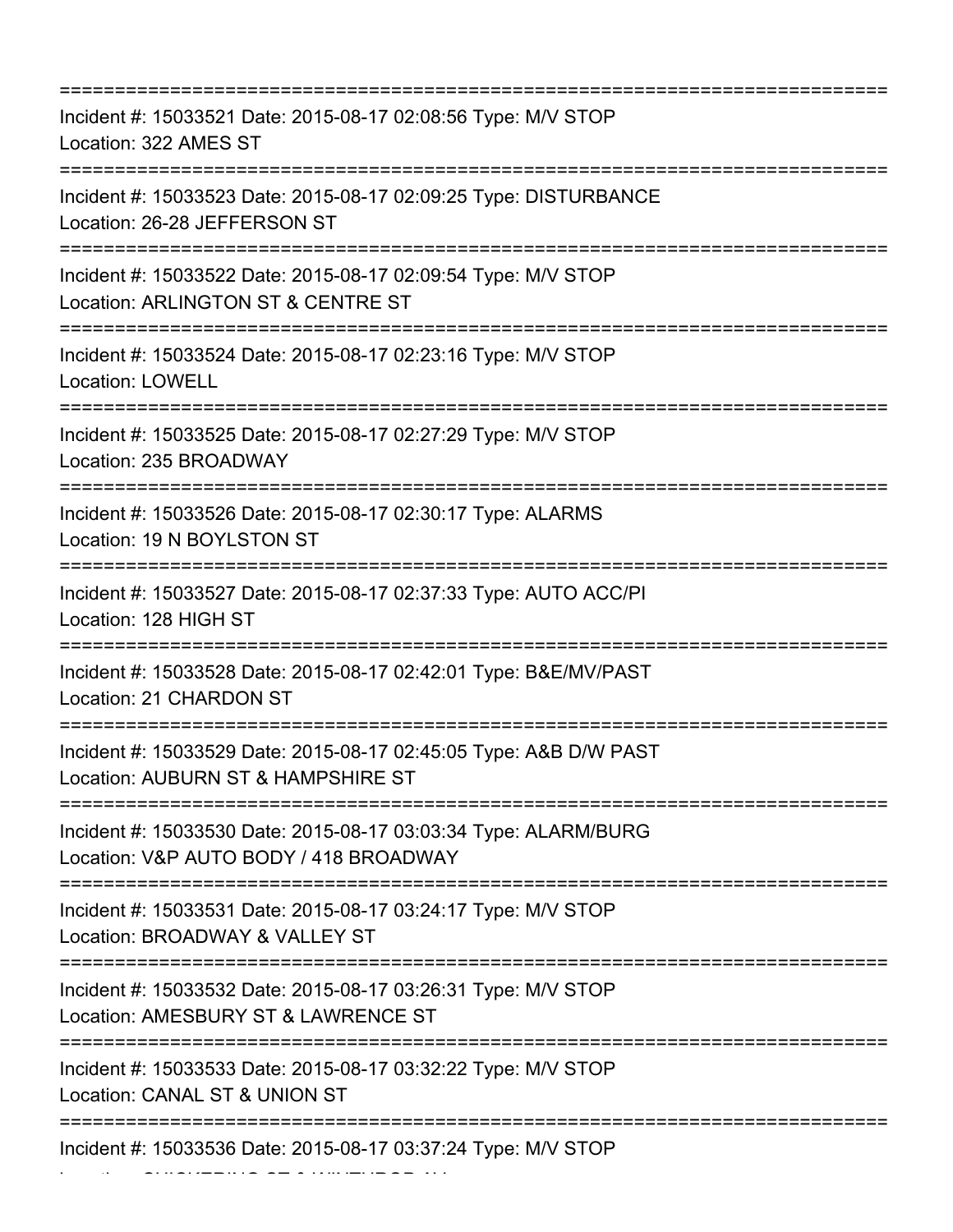===========================================================================

Incident #: 15033521 Date: 2015-08-17 02:08:56 Type: M/V STOP
Location: 322 AMES ST

===========================================================================

Incident #: 15033523 Date: 2015-08-17 02:09:25 Type: DISTURBANCE
Location: 26-28 JEFFERSON ST

===========================================================================

Incident #: 15033522 Date: 2015-08-17 02:09:54 Type: M/V STOP
Location: ARLINGTON ST & CENTRE ST

===========================================================================

Incident #: 15033524 Date: 2015-08-17 02:23:16 Type: M/V STOP
Location: LOWELL

===========================================================================

Incident #: 15033525 Date: 2015-08-17 02:27:29 Type: M/V STOP
Location: 235 BROADWAY

===========================================================================

Incident #: 15033526 Date: 2015-08-17 02:30:17 Type: ALARMS
Location: 19 N BOYLSTON ST

===========================================================================

Incident #: 15033527 Date: 2015-08-17 02:37:33 Type: AUTO ACC/PI
Location: 128 HIGH ST

===========================================================================

Incident #: 15033528 Date: 2015-08-17 02:42:01 Type: B&E/MV/PAST
Location: 21 CHARDON ST

===========================================================================

Incident #: 15033529 Date: 2015-08-17 02:45:05 Type: A&B D/W PAST
Location: AUBURN ST & HAMPSHIRE ST

===========================================================================

Incident #: 15033530 Date: 2015-08-17 03:03:34 Type: ALARM/BURG
Location: V&P AUTO BODY / 418 BROADWAY

===========================================================================

Incident #: 15033531 Date: 2015-08-17 03:24:17 Type: M/V STOP
Location: BROADWAY & VALLEY ST

===========================================================================

Incident #: 15033532 Date: 2015-08-17 03:26:31 Type: M/V STOP
Location: AMESBURY ST & LAWRENCE ST

===========================================================================

Incident #: 15033533 Date: 2015-08-17 03:32:22 Type: M/V STOP
Location: CANAL ST & UNION ST

===========================================================================

Incident #: 15033536 Date: 2015-08-17 03:37:24 Type: M/V STOP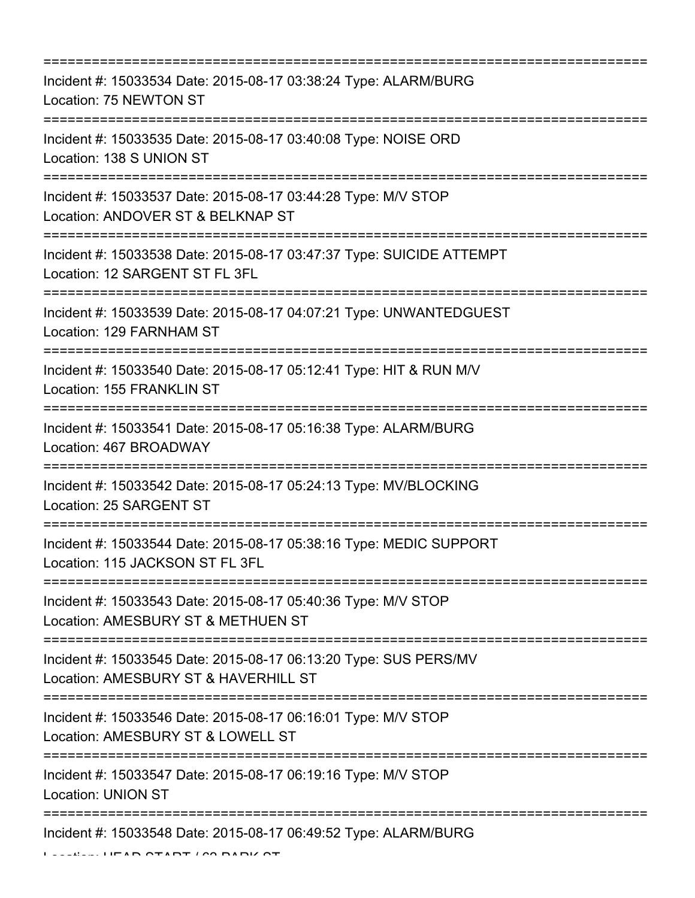===========================================================================

Incident #: 15033534 Date: 2015-08-17 03:38:24 Type: ALARM/BURG
Location: 75 NEWTON ST

===========================================================================

Incident #: 15033535 Date: 2015-08-17 03:40:08 Type: NOISE ORD
Location: 138 S UNION ST

===========================================================================

Incident #: 15033537 Date: 2015-08-17 03:44:28 Type: M/V STOP
Location: ANDOVER ST & BELKNAP ST

===========================================================================

Incident #: 15033538 Date: 2015-08-17 03:47:37 Type: SUICIDE ATTEMPT
Location: 12 SARGENT ST FL 3FL

===========================================================================

Incident #: 15033539 Date: 2015-08-17 04:07:21 Type: UNWANTEDGUEST
Location: 129 FARNHAM ST

===========================================================================

Incident #: 15033540 Date: 2015-08-17 05:12:41 Type: HIT & RUN M/V
Location: 155 FRANKLIN ST

===========================================================================

Incident #: 15033541 Date: 2015-08-17 05:16:38 Type: ALARM/BURG
Location: 467 BROADWAY

===========================================================================

Incident #: 15033542 Date: 2015-08-17 05:24:13 Type: MV/BLOCKING
Location: 25 SARGENT ST

===========================================================================

Incident #: 15033544 Date: 2015-08-17 05:38:16 Type: MEDIC SUPPORT
Location: 115 JACKSON ST FL 3FL

===========================================================================

Incident #: 15033543 Date: 2015-08-17 05:40:36 Type: M/V STOP
Location: AMESBURY ST & METHUEN ST

===========================================================================

Incident #: 15033545 Date: 2015-08-17 06:13:20 Type: SUS PERS/MV
Location: AMESBURY ST & HAVERHILL ST

===========================================================================

Incident #: 15033546 Date: 2015-08-17 06:16:01 Type: M/V STOP
Location: AMESBURY ST & LOWELL ST

===========================================================================

Incident #: 15033547 Date: 2015-08-17 06:19:16 Type: M/V STOP
Location: UNION ST

===========================================================================

Incident #: 15033548 Date: 2015-08-17 06:49:52 Type: ALARM/BURG
Location: HEAD START / 62 PARK ST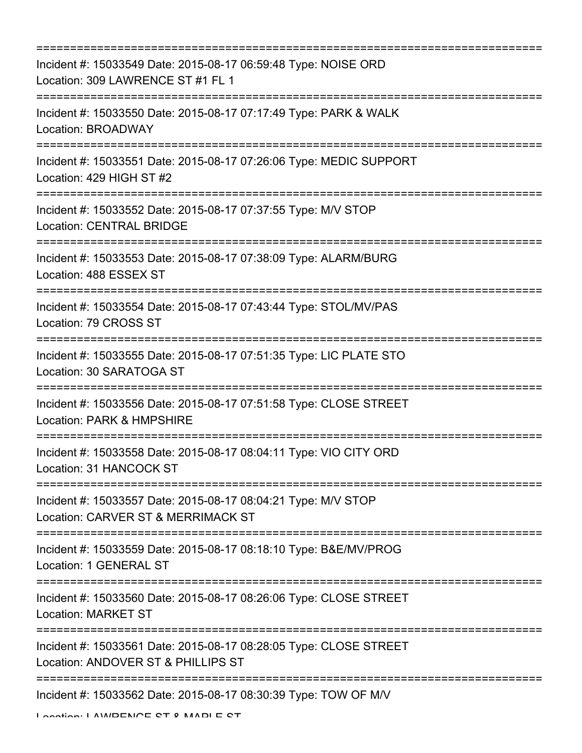===========================================================================

Incident #: 15033549 Date: 2015-08-17 06:59:48 Type: NOISE ORD

Location: 309 LAWRENCE ST #1 FL 1

===========================================================================

Incident #: 15033550 Date: 2015-08-17 07:17:49 Type: PARK & WALK

Location: BROADWAY

===========================================================================

Incident #: 15033551 Date: 2015-08-17 07:26:06 Type: MEDIC SUPPORT

Location: 429 HIGH ST #2

===========================================================================

Incident #: 15033552 Date: 2015-08-17 07:37:55 Type: M/V STOP

Location: CENTRAL BRIDGE

===========================================================================

Incident #: 15033553 Date: 2015-08-17 07:38:09 Type: ALARM/BURG

Location: 488 ESSEX ST

===========================================================================

Incident #: 15033554 Date: 2015-08-17 07:43:44 Type: STOL/MV/PAS

Location: 79 CROSS ST

===========================================================================

Incident #: 15033555 Date: 2015-08-17 07:51:35 Type: LIC PLATE STO

Location: 30 SARATOGA ST

===========================================================================

Incident #: 15033556 Date: 2015-08-17 07:51:58 Type: CLOSE STREET

Location: PARK & HMPSHIRE

===========================================================================

Incident #: 15033558 Date: 2015-08-17 08:04:11 Type: VIO CITY ORD

Location: 31 HANCOCK ST

===========================================================================

Incident #: 15033557 Date: 2015-08-17 08:04:21 Type: M/V STOP

Location: CARVER ST & MERRIMACK ST

===========================================================================

Incident #: 15033559 Date: 2015-08-17 08:18:10 Type: B&E/MV/PROG

Location: 1 GENERAL ST

===========================================================================

Incident #: 15033560 Date: 2015-08-17 08:26:06 Type: CLOSE STREET

Location: MARKET ST

===========================================================================

Incident #: 15033561 Date: 2015-08-17 08:28:05 Type: CLOSE STREET

Location: ANDOVER ST & PHILLIPS ST

===========================================================================

Incident #: 15033562 Date: 2015-08-17 08:30:39 Type: TOW OF M/V

Location: LAWRENCE ST & MAPLE ST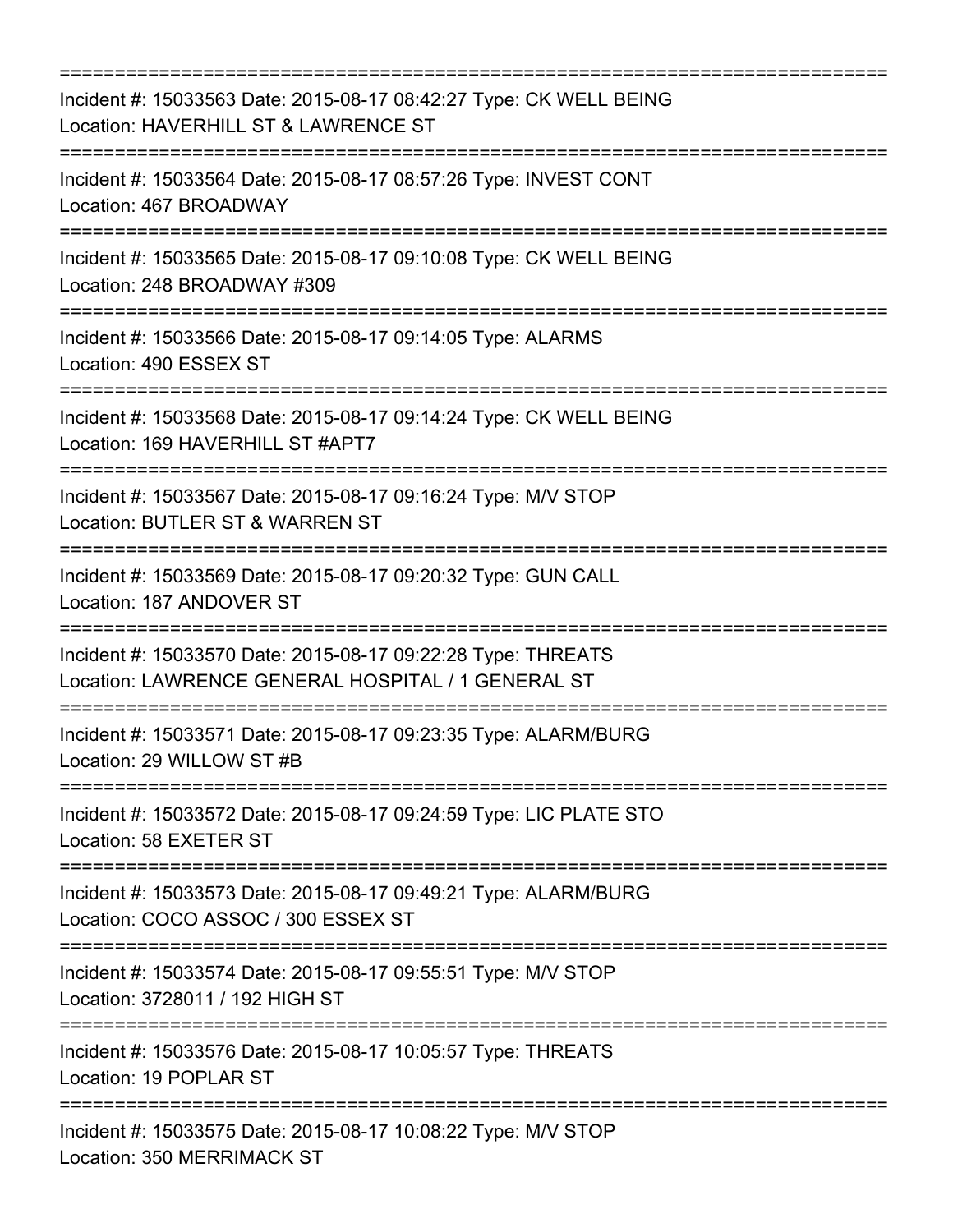===========================================================================

Incident #: 15033563 Date: 2015-08-17 08:42:27 Type: CK WELL BEING
Location: HAVERHILL ST & LAWRENCE ST

===========================================================================

Incident #: 15033564 Date: 2015-08-17 08:57:26 Type: INVEST CONT
Location: 467 BROADWAY

===========================================================================

Incident #: 15033565 Date: 2015-08-17 09:10:08 Type: CK WELL BEING
Location: 248 BROADWAY #309

===========================================================================

Incident #: 15033566 Date: 2015-08-17 09:14:05 Type: ALARMS
Location: 490 ESSEX ST

===========================================================================

Incident #: 15033568 Date: 2015-08-17 09:14:24 Type: CK WELL BEING
Location: 169 HAVERHILL ST #APT7

===========================================================================

Incident #: 15033567 Date: 2015-08-17 09:16:24 Type: M/V STOP
Location: BUTLER ST & WARREN ST

===========================================================================

Incident #: 15033569 Date: 2015-08-17 09:20:32 Type: GUN CALL
Location: 187 ANDOVER ST

===========================================================================

Incident #: 15033570 Date: 2015-08-17 09:22:28 Type: THREATS
Location: LAWRENCE GENERAL HOSPITAL / 1 GENERAL ST

===========================================================================

Incident #: 15033571 Date: 2015-08-17 09:23:35 Type: ALARM/BURG
Location: 29 WILLOW ST #B

===========================================================================

Incident #: 15033572 Date: 2015-08-17 09:24:59 Type: LIC PLATE STO
Location: 58 EXETER ST

===========================================================================

Incident #: 15033573 Date: 2015-08-17 09:49:21 Type: ALARM/BURG
Location: COCO ASSOC / 300 ESSEX ST

===========================================================================

Incident #: 15033574 Date: 2015-08-17 09:55:51 Type: M/V STOP
Location: 3728011 / 192 HIGH ST

===========================================================================

Incident #: 15033576 Date: 2015-08-17 10:05:57 Type: THREATS
Location: 19 POPLAR ST

===========================================================================

Incident #: 15033575 Date: 2015-08-17 10:08:22 Type: M/V STOP
Location: 350 MERRIMACK ST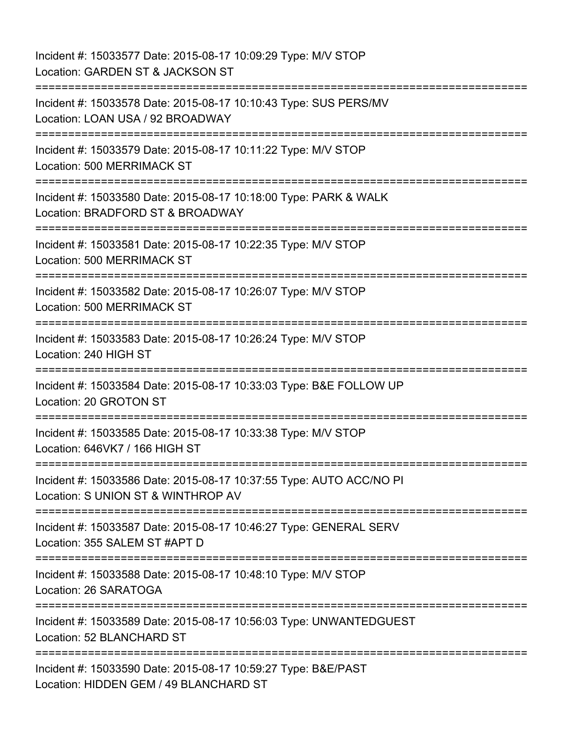Incident #: 15033577 Date: 2015-08-17 10:09:29 Type: M/V STOP
Location: GARDEN ST & JACKSON ST

===========================================================================

Incident #: 15033578 Date: 2015-08-17 10:10:43 Type: SUS PERS/MV
Location: LOAN USA / 92 BROADWAY

===========================================================================

Incident #: 15033579 Date: 2015-08-17 10:11:22 Type: M/V STOP
Location: 500 MERRIMACK ST

===========================================================================

Incident #: 15033580 Date: 2015-08-17 10:18:00 Type: PARK & WALK
Location: BRADFORD ST & BROADWAY

===========================================================================

Incident #: 15033581 Date: 2015-08-17 10:22:35 Type: M/V STOP
Location: 500 MERRIMACK ST

===========================================================================

Incident #: 15033582 Date: 2015-08-17 10:26:07 Type: M/V STOP
Location: 500 MERRIMACK ST

===========================================================================

Incident #: 15033583 Date: 2015-08-17 10:26:24 Type: M/V STOP
Location: 240 HIGH ST

===========================================================================

Incident #: 15033584 Date: 2015-08-17 10:33:03 Type: B&E FOLLOW UP
Location: 20 GROTON ST

===========================================================================

Incident #: 15033585 Date: 2015-08-17 10:33:38 Type: M/V STOP
Location: 646VK7 / 166 HIGH ST

===========================================================================

Incident #: 15033586 Date: 2015-08-17 10:37:55 Type: AUTO ACC/NO PI
Location: S UNION ST & WINTHROP AV

===========================================================================

Incident #: 15033587 Date: 2015-08-17 10:46:27 Type: GENERAL SERV
Location: 355 SALEM ST #APT D

===========================================================================

Incident #: 15033588 Date: 2015-08-17 10:48:10 Type: M/V STOP
Location: 26 SARATOGA

===========================================================================

Incident #: 15033589 Date: 2015-08-17 10:56:03 Type: UNWANTEDGUEST
Location: 52 BLANCHARD ST

===========================================================================

Incident #: 15033590 Date: 2015-08-17 10:59:27 Type: B&E/PAST
Location: HIDDEN GEM / 49 BLANCHARD ST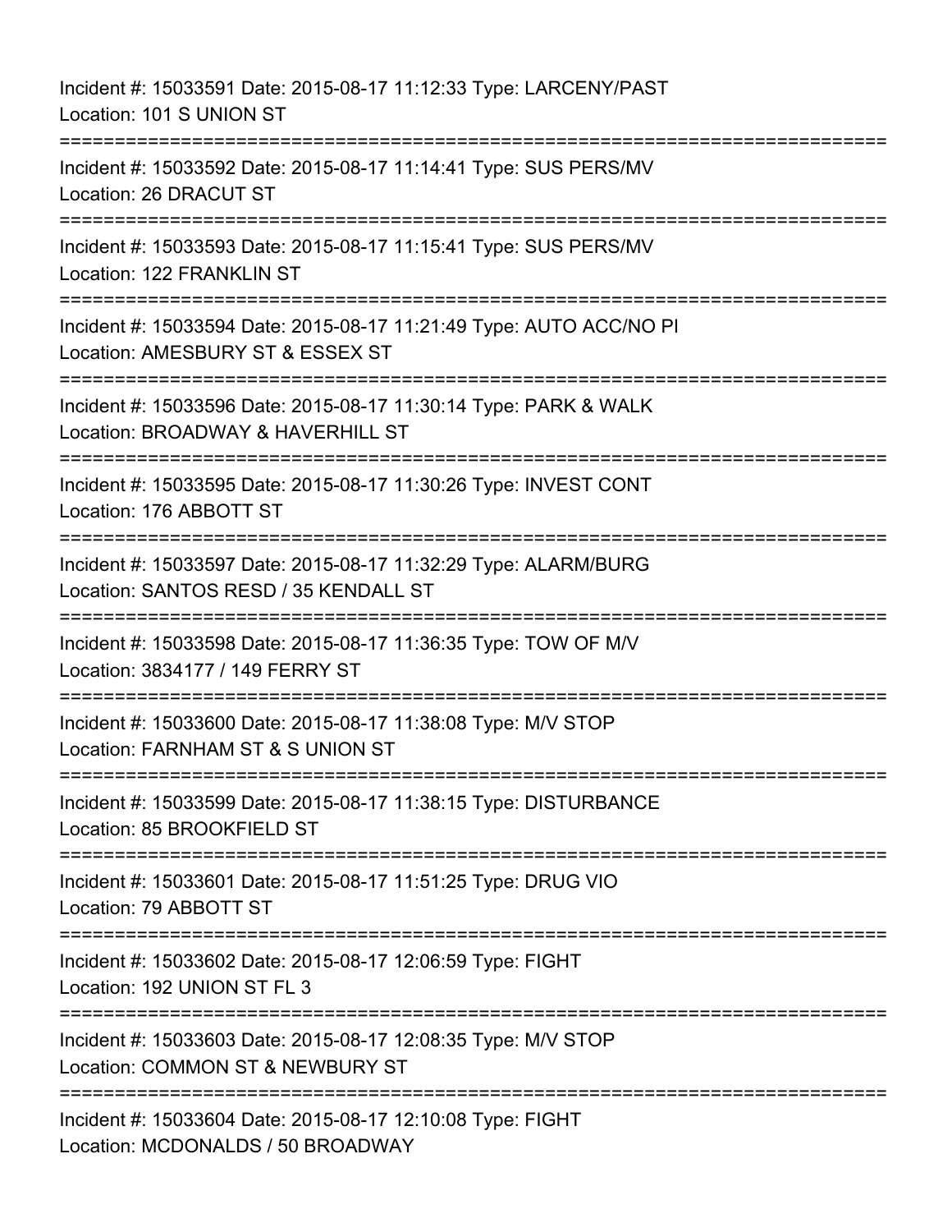Incident #: 15033591 Date: 2015-08-17 11:12:33 Type: LARCENY/PAST
Location: 101 S UNION ST

===========================================================================

Incident #: 15033592 Date: 2015-08-17 11:14:41 Type: SUS PERS/MV
Location: 26 DRACUT ST

===========================================================================

Incident #: 15033593 Date: 2015-08-17 11:15:41 Type: SUS PERS/MV
Location: 122 FRANKLIN ST

===========================================================================

Incident #: 15033594 Date: 2015-08-17 11:21:49 Type: AUTO ACC/NO PI
Location: AMESBURY ST & ESSEX ST

===========================================================================

Incident #: 15033596 Date: 2015-08-17 11:30:14 Type: PARK & WALK
Location: BROADWAY & HAVERHILL ST

===========================================================================

Incident #: 15033595 Date: 2015-08-17 11:30:26 Type: INVEST CONT
Location: 176 ABBOTT ST

===========================================================================

Incident #: 15033597 Date: 2015-08-17 11:32:29 Type: ALARM/BURG
Location: SANTOS RESD / 35 KENDALL ST

===========================================================================

Incident #: 15033598 Date: 2015-08-17 11:36:35 Type: TOW OF M/V
Location: 3834177 / 149 FERRY ST

===========================================================================

Incident #: 15033600 Date: 2015-08-17 11:38:08 Type: M/V STOP
Location: FARNHAM ST & S UNION ST

===========================================================================

Incident #: 15033599 Date: 2015-08-17 11:38:15 Type: DISTURBANCE
Location: 85 BROOKFIELD ST

===========================================================================

Incident #: 15033601 Date: 2015-08-17 11:51:25 Type: DRUG VIO
Location: 79 ABBOTT ST

===========================================================================

Incident #: 15033602 Date: 2015-08-17 12:06:59 Type: FIGHT
Location: 192 UNION ST FL 3

===========================================================================

Incident #: 15033603 Date: 2015-08-17 12:08:35 Type: M/V STOP
Location: COMMON ST & NEWBURY ST

===========================================================================

Incident #: 15033604 Date: 2015-08-17 12:10:08 Type: FIGHT
Location: MCDONALDS / 50 BROADWAY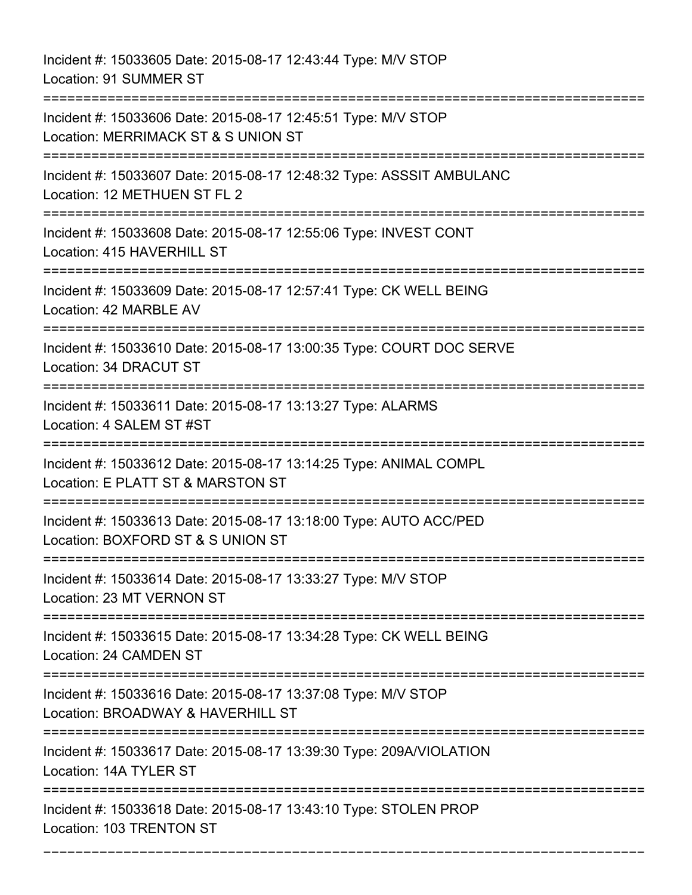Incident #: 15033605 Date: 2015-08-17 12:43:44 Type: M/V STOP
Location: 91 SUMMER ST

===========================================================================

Incident #: 15033606 Date: 2015-08-17 12:45:51 Type: M/V STOP
Location: MERRIMACK ST & S UNION ST

===========================================================================

Incident #: 15033607 Date: 2015-08-17 12:48:32 Type: ASSSIT AMBULANC
Location: 12 METHUEN ST FL 2

===========================================================================

Incident #: 15033608 Date: 2015-08-17 12:55:06 Type: INVEST CONT
Location: 415 HAVERHILL ST

===========================================================================

Incident #: 15033609 Date: 2015-08-17 12:57:41 Type: CK WELL BEING
Location: 42 MARBLE AV

===========================================================================

Incident #: 15033610 Date: 2015-08-17 13:00:35 Type: COURT DOC SERVE
Location: 34 DRACUT ST

===========================================================================

Incident #: 15033611 Date: 2015-08-17 13:13:27 Type: ALARMS
Location: 4 SALEM ST #ST

===========================================================================

Incident #: 15033612 Date: 2015-08-17 13:14:25 Type: ANIMAL COMPL
Location: E PLATT ST & MARSTON ST

===========================================================================

Incident #: 15033613 Date: 2015-08-17 13:18:00 Type: AUTO ACC/PED
Location: BOXFORD ST & S UNION ST

===========================================================================

Incident #: 15033614 Date: 2015-08-17 13:33:27 Type: M/V STOP
Location: 23 MT VERNON ST

===========================================================================

Incident #: 15033615 Date: 2015-08-17 13:34:28 Type: CK WELL BEING
Location: 24 CAMDEN ST

===========================================================================

Incident #: 15033616 Date: 2015-08-17 13:37:08 Type: M/V STOP
Location: BROADWAY & HAVERHILL ST

===========================================================================

Incident #: 15033617 Date: 2015-08-17 13:39:30 Type: 209A/VIOLATION
Location: 14A TYLER ST

===========================================================================

Incident #: 15033618 Date: 2015-08-17 13:43:10 Type: STOLEN PROP
Location: 103 TRENTON ST

===========================================================================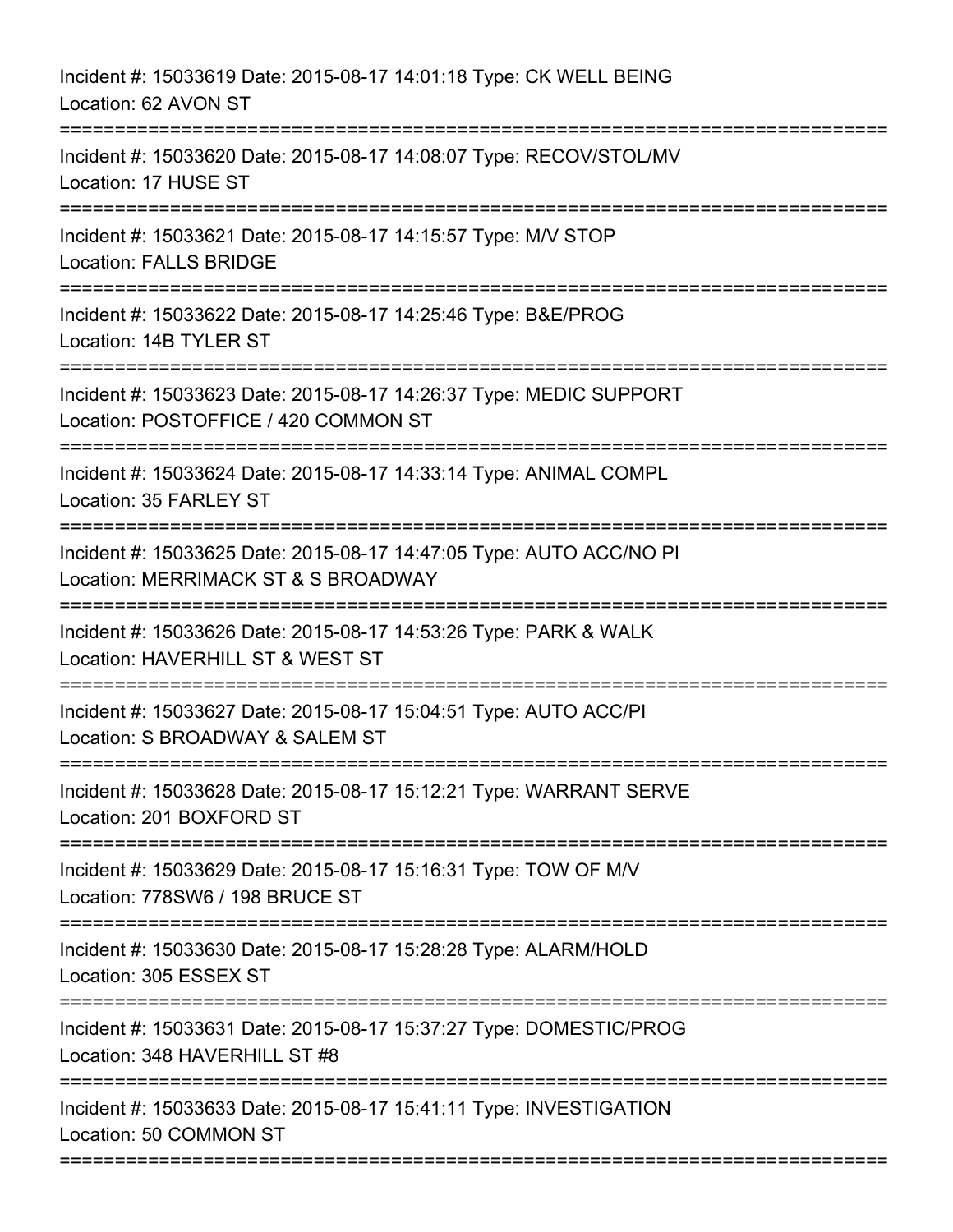Incident #: 15033619 Date: 2015-08-17 14:01:18 Type: CK WELL BEING
Location: 62 AVON ST

===========================================================================

Incident #: 15033620 Date: 2015-08-17 14:08:07 Type: RECOV/STOL/MV
Location: 17 HUSE ST

===========================================================================

Incident #: 15033621 Date: 2015-08-17 14:15:57 Type: M/V STOP
Location: FALLS BRIDGE

===========================================================================

Incident #: 15033622 Date: 2015-08-17 14:25:46 Type: B&E/PROG
Location: 14B TYLER ST

===========================================================================

Incident #: 15033623 Date: 2015-08-17 14:26:37 Type: MEDIC SUPPORT
Location: POSTOFFICE / 420 COMMON ST

===========================================================================

Incident #: 15033624 Date: 2015-08-17 14:33:14 Type: ANIMAL COMPL
Location: 35 FARLEY ST

===========================================================================

Incident #: 15033625 Date: 2015-08-17 14:47:05 Type: AUTO ACC/NO PI
Location: MERRIMACK ST & S BROADWAY

===========================================================================

Incident #: 15033626 Date: 2015-08-17 14:53:26 Type: PARK & WALK
Location: HAVERHILL ST & WEST ST

===========================================================================

Incident #: 15033627 Date: 2015-08-17 15:04:51 Type: AUTO ACC/PI
Location: S BROADWAY & SALEM ST

===========================================================================

Incident #: 15033628 Date: 2015-08-17 15:12:21 Type: WARRANT SERVE
Location: 201 BOXFORD ST

===========================================================================

Incident #: 15033629 Date: 2015-08-17 15:16:31 Type: TOW OF M/V
Location: 778SW6 / 198 BRUCE ST

===========================================================================

Incident #: 15033630 Date: 2015-08-17 15:28:28 Type: ALARM/HOLD
Location: 305 ESSEX ST

===========================================================================

Incident #: 15033631 Date: 2015-08-17 15:37:27 Type: DOMESTIC/PROG
Location: 348 HAVERHILL ST #8

===========================================================================

Incident #: 15033633 Date: 2015-08-17 15:41:11 Type: INVESTIGATION
Location: 50 COMMON ST

===========================================================================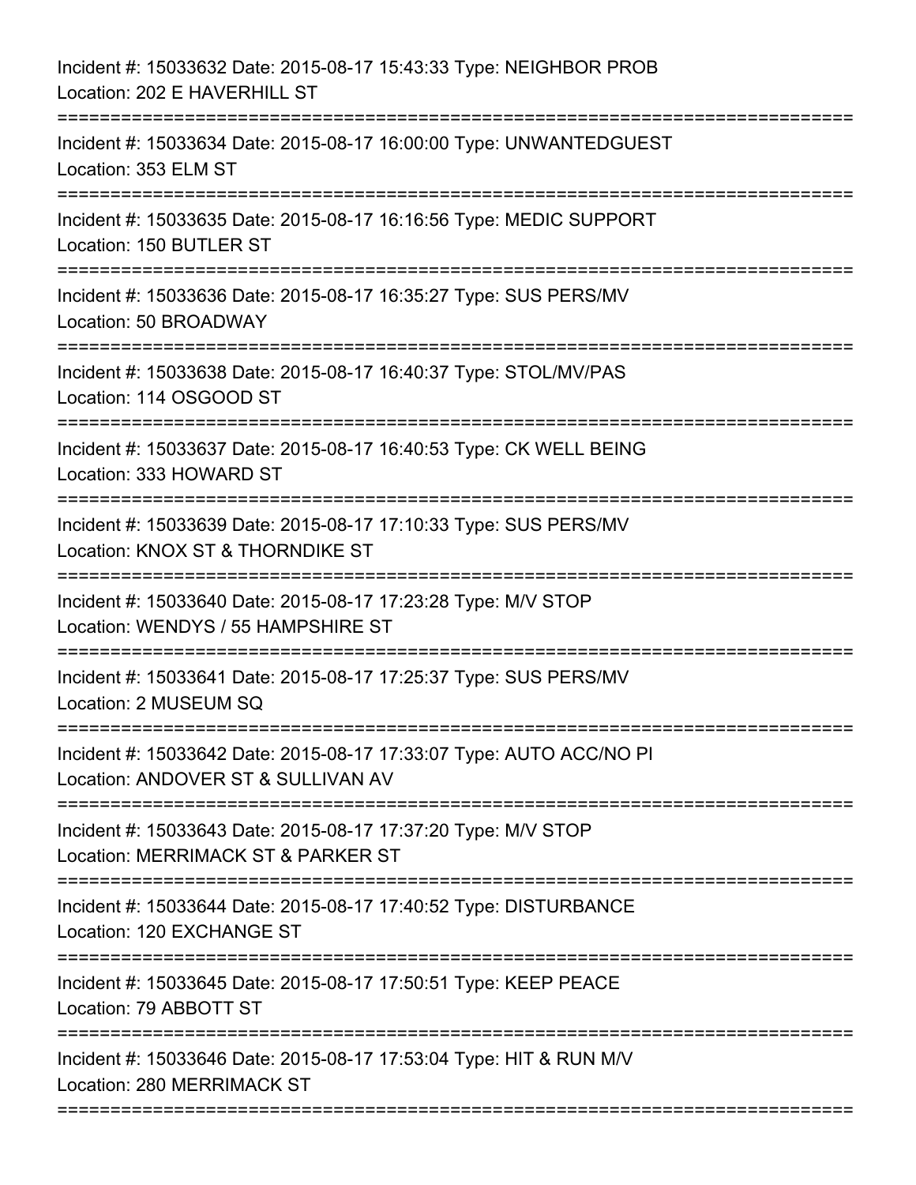Incident #: 15033632 Date: 2015-08-17 15:43:33 Type: NEIGHBOR PROB
Location: 202 E HAVERHILL ST

===========================================================================

Incident #: 15033634 Date: 2015-08-17 16:00:00 Type: UNWANTEDGUEST
Location: 353 ELM ST

===========================================================================

Incident #: 15033635 Date: 2015-08-17 16:16:56 Type: MEDIC SUPPORT
Location: 150 BUTLER ST

===========================================================================

Incident #: 15033636 Date: 2015-08-17 16:35:27 Type: SUS PERS/MV
Location: 50 BROADWAY

===========================================================================

Incident #: 15033638 Date: 2015-08-17 16:40:37 Type: STOL/MV/PAS
Location: 114 OSGOOD ST

===========================================================================

Incident #: 15033637 Date: 2015-08-17 16:40:53 Type: CK WELL BEING
Location: 333 HOWARD ST

===========================================================================

Incident #: 15033639 Date: 2015-08-17 17:10:33 Type: SUS PERS/MV
Location: KNOX ST & THORNDIKE ST

===========================================================================

Incident #: 15033640 Date: 2015-08-17 17:23:28 Type: M/V STOP
Location: WENDYS / 55 HAMPSHIRE ST

===========================================================================

Incident #: 15033641 Date: 2015-08-17 17:25:37 Type: SUS PERS/MV
Location: 2 MUSEUM SQ

===========================================================================

Incident #: 15033642 Date: 2015-08-17 17:33:07 Type: AUTO ACC/NO PI
Location: ANDOVER ST & SULLIVAN AV

===========================================================================

Incident #: 15033643 Date: 2015-08-17 17:37:20 Type: M/V STOP
Location: MERRIMACK ST & PARKER ST

===========================================================================

Incident #: 15033644 Date: 2015-08-17 17:40:52 Type: DISTURBANCE
Location: 120 EXCHANGE ST

===========================================================================

Incident #: 15033645 Date: 2015-08-17 17:50:51 Type: KEEP PEACE
Location: 79 ABBOTT ST

===========================================================================

Incident #: 15033646 Date: 2015-08-17 17:53:04 Type: HIT & RUN M/V
Location: 280 MERRIMACK ST

===========================================================================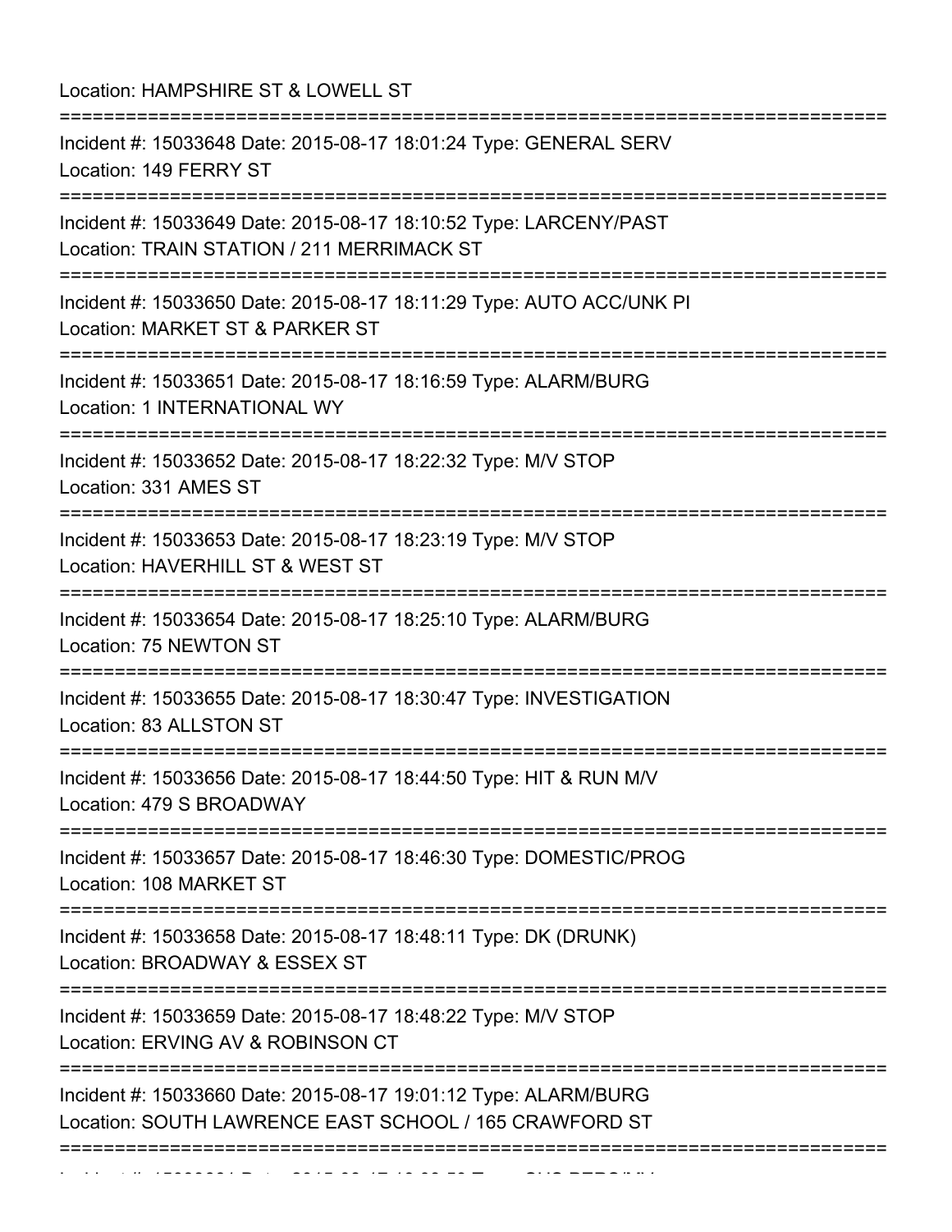Location: HAMPSHIRE ST & LOWELL ST

===========================================================================

Incident #: 15033648 Date: 2015-08-17 18:01:24 Type: GENERAL SERV
Location: 149 FERRY ST

===========================================================================

Incident #: 15033649 Date: 2015-08-17 18:10:52 Type: LARCENY/PAST
Location: TRAIN STATION / 211 MERRIMACK ST

===========================================================================

Incident #: 15033650 Date: 2015-08-17 18:11:29 Type: AUTO ACC/UNK PI
Location: MARKET ST & PARKER ST

===========================================================================

Incident #: 15033651 Date: 2015-08-17 18:16:59 Type: ALARM/BURG
Location: 1 INTERNATIONAL WY

===========================================================================

Incident #: 15033652 Date: 2015-08-17 18:22:32 Type: M/V STOP
Location: 331 AMES ST

===========================================================================

Incident #: 15033653 Date: 2015-08-17 18:23:19 Type: M/V STOP
Location: HAVERHILL ST & WEST ST

===========================================================================

Incident #: 15033654 Date: 2015-08-17 18:25:10 Type: ALARM/BURG
Location: 75 NEWTON ST

===========================================================================

Incident #: 15033655 Date: 2015-08-17 18:30:47 Type: INVESTIGATION
Location: 83 ALLSTON ST

===========================================================================

Incident #: 15033656 Date: 2015-08-17 18:44:50 Type: HIT & RUN M/V
Location: 479 S BROADWAY

===========================================================================

Incident #: 15033657 Date: 2015-08-17 18:46:30 Type: DOMESTIC/PROG
Location: 108 MARKET ST

===========================================================================

Incident #: 15033658 Date: 2015-08-17 18:48:11 Type: DK (DRUNK)
Location: BROADWAY & ESSEX ST

===========================================================================

Incident #: 15033659 Date: 2015-08-17 18:48:22 Type: M/V STOP
Location: ERVING AV & ROBINSON CT

===========================================================================

Incident #: 15033660 Date: 2015-08-17 19:01:12 Type: ALARM/BURG
Location: SOUTH LAWRENCE EAST SCHOOL / 165 CRAWFORD ST

===========================================================================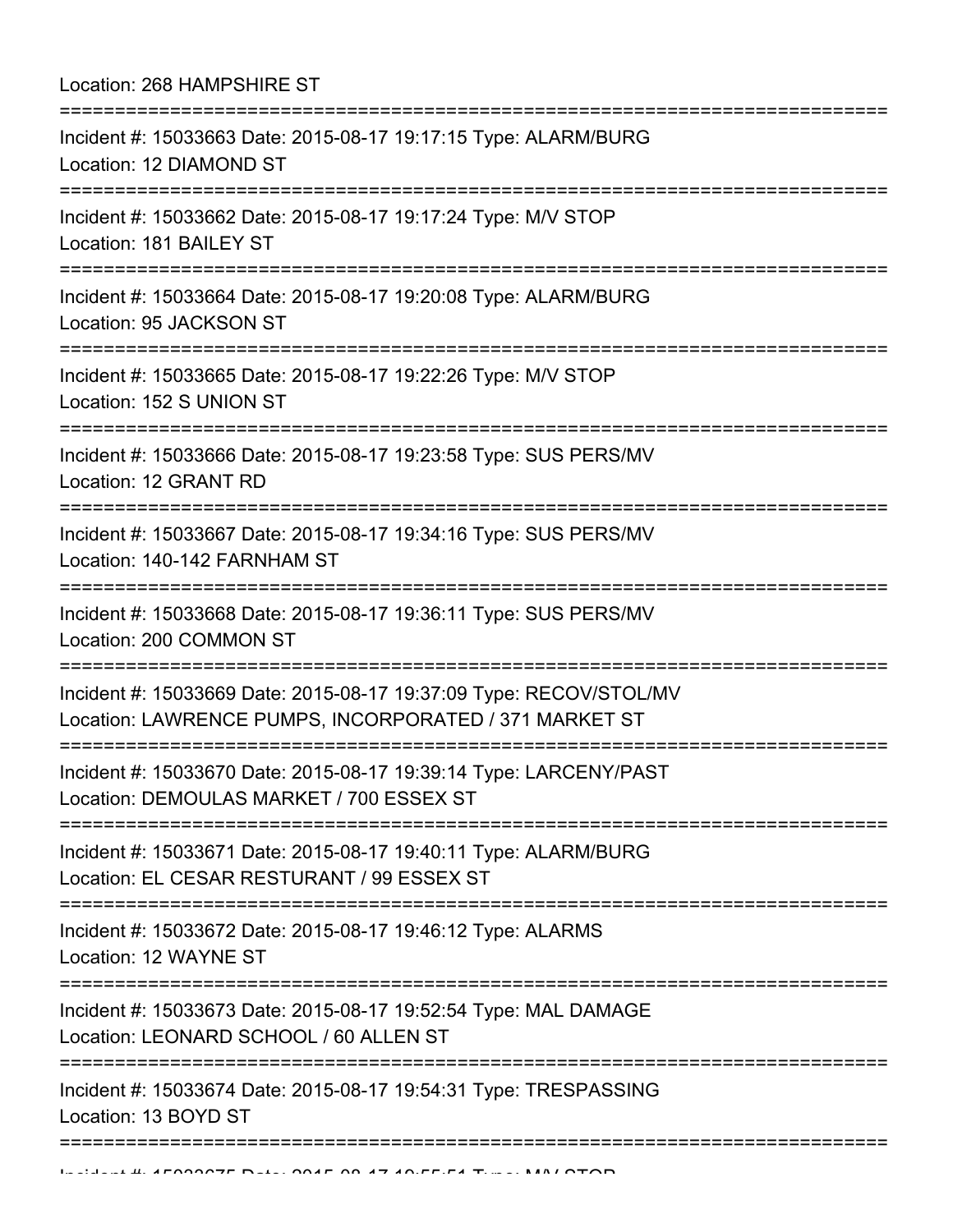Location: 268 HAMPSHIRE ST

===========================================================================

Incident #: 15033663 Date: 2015-08-17 19:17:15 Type: ALARM/BURG
Location: 12 DIAMOND ST

===========================================================================

Incident #: 15033662 Date: 2015-08-17 19:17:24 Type: M/V STOP
Location: 181 BAILEY ST

===========================================================================

Incident #: 15033664 Date: 2015-08-17 19:20:08 Type: ALARM/BURG
Location: 95 JACKSON ST

===========================================================================

Incident #: 15033665 Date: 2015-08-17 19:22:26 Type: M/V STOP
Location: 152 S UNION ST

===========================================================================

Incident #: 15033666 Date: 2015-08-17 19:23:58 Type: SUS PERS/MV
Location: 12 GRANT RD

===========================================================================

Incident #: 15033667 Date: 2015-08-17 19:34:16 Type: SUS PERS/MV
Location: 140-142 FARNHAM ST

===========================================================================

Incident #: 15033668 Date: 2015-08-17 19:36:11 Type: SUS PERS/MV
Location: 200 COMMON ST

===========================================================================

Incident #: 15033669 Date: 2015-08-17 19:37:09 Type: RECOV/STOL/MV
Location: LAWRENCE PUMPS, INCORPORATED / 371 MARKET ST

===========================================================================

Incident #: 15033670 Date: 2015-08-17 19:39:14 Type: LARCENY/PAST
Location: DEMOULAS MARKET / 700 ESSEX ST

===========================================================================

Incident #: 15033671 Date: 2015-08-17 19:40:11 Type: ALARM/BURG
Location: EL CESAR RESTURANT / 99 ESSEX ST

===========================================================================

Incident #: 15033672 Date: 2015-08-17 19:46:12 Type: ALARMS
Location: 12 WAYNE ST

===========================================================================

Incident #: 15033673 Date: 2015-08-17 19:52:54 Type: MAL DAMAGE
Location: LEONARD SCHOOL / 60 ALLEN ST

===========================================================================

Incident #: 15033674 Date: 2015-08-17 19:54:31 Type: TRESPASSING
Location: 13 BOYD ST

===========================================================================

Incident #: 15033675 Date: 2015-08-17 19:55:51 Type: M/V STOP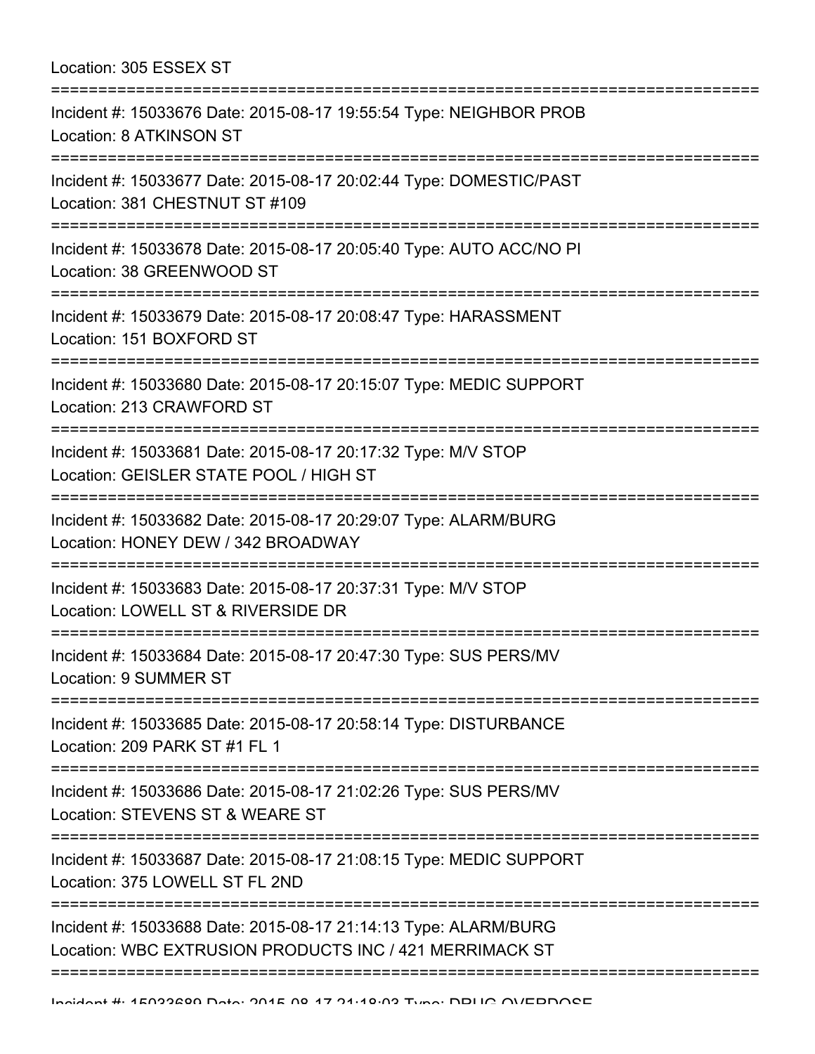Location: 305 ESSEX ST

===========================================================================

Incident #: 15033676 Date: 2015-08-17 19:55:54 Type: NEIGHBOR PROB
Location: 8 ATKINSON ST

===========================================================================

Incident #: 15033677 Date: 2015-08-17 20:02:44 Type: DOMESTIC/PAST
Location: 381 CHESTNUT ST #109

===========================================================================

Incident #: 15033678 Date: 2015-08-17 20:05:40 Type: AUTO ACC/NO PI
Location: 38 GREENWOOD ST

===========================================================================

Incident #: 15033679 Date: 2015-08-17 20:08:47 Type: HARASSMENT
Location: 151 BOXFORD ST

===========================================================================

Incident #: 15033680 Date: 2015-08-17 20:15:07 Type: MEDIC SUPPORT
Location: 213 CRAWFORD ST

===========================================================================

Incident #: 15033681 Date: 2015-08-17 20:17:32 Type: M/V STOP
Location: GEISLER STATE POOL / HIGH ST

===========================================================================

Incident #: 15033682 Date: 2015-08-17 20:29:07 Type: ALARM/BURG
Location: HONEY DEW / 342 BROADWAY

===========================================================================

Incident #: 15033683 Date: 2015-08-17 20:37:31 Type: M/V STOP
Location: LOWELL ST & RIVERSIDE DR

===========================================================================

Incident #: 15033684 Date: 2015-08-17 20:47:30 Type: SUS PERS/MV
Location: 9 SUMMER ST

===========================================================================

Incident #: 15033685 Date: 2015-08-17 20:58:14 Type: DISTURBANCE
Location: 209 PARK ST #1 FL 1

===========================================================================

Incident #: 15033686 Date: 2015-08-17 21:02:26 Type: SUS PERS/MV
Location: STEVENS ST & WEARE ST

===========================================================================

Incident #: 15033687 Date: 2015-08-17 21:08:15 Type: MEDIC SUPPORT
Location: 375 LOWELL ST FL 2ND

===========================================================================

Incident #: 15033688 Date: 2015-08-17 21:14:13 Type: ALARM/BURG
Location: WBC EXTRUSION PRODUCTS INC / 421 MERRIMACK ST

===========================================================================

Incident #: 15033689 Date: 2015-08-17 21:18:03 Type: DRUG OVERDOSE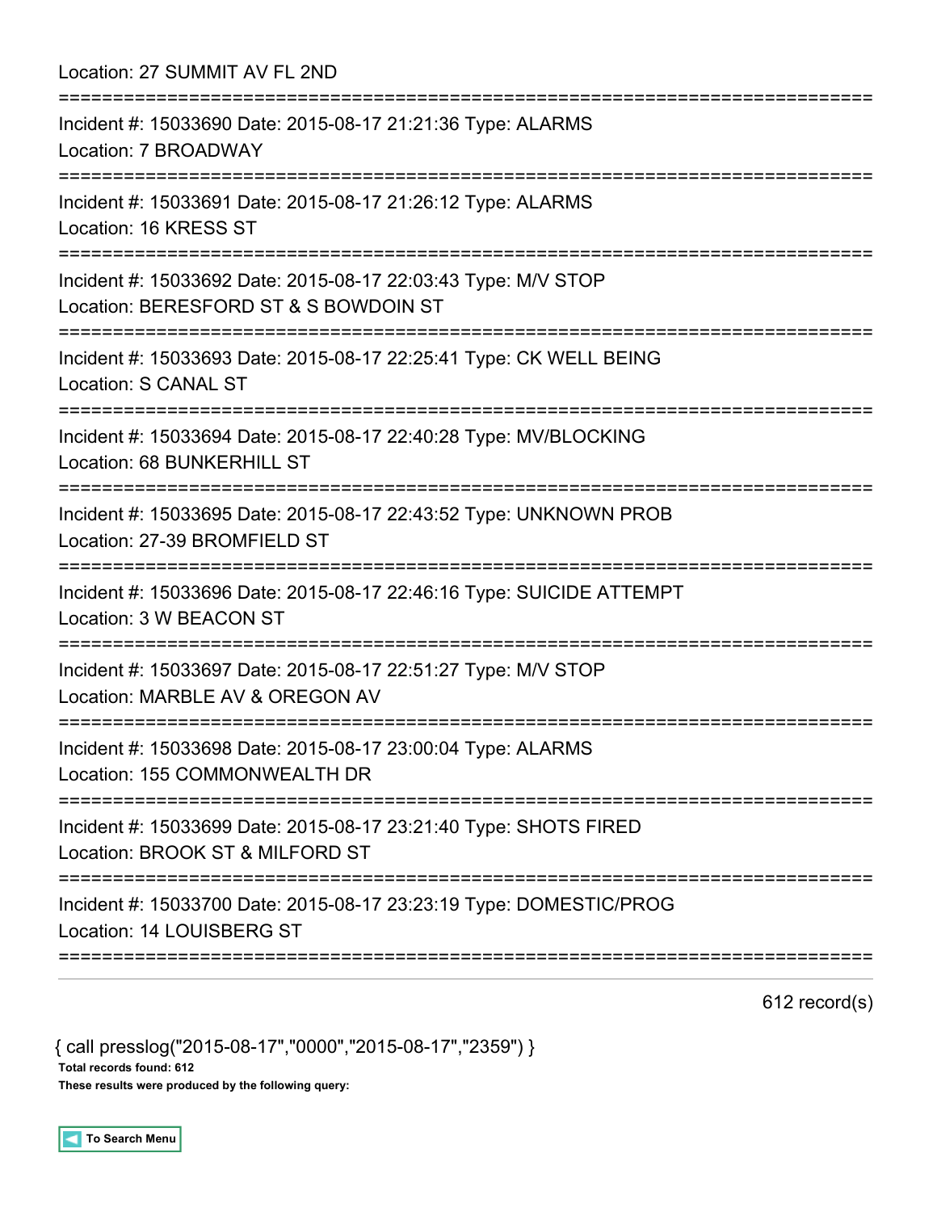Location: 27 SUMMIT AV FL 2ND

===========================================================================

Incident #: 15033690 Date: 2015-08-17 21:21:36 Type: ALARMS

Location: 7 BROADWAY

===========================================================================

Incident #: 15033691 Date: 2015-08-17 21:26:12 Type: ALARMS

Location: 16 KRESS ST

===========================================================================

Incident #: 15033692 Date: 2015-08-17 22:03:43 Type: M/V STOP

Location: BERESFORD ST & S BOWDOIN ST

===========================================================================

Incident #: 15033693 Date: 2015-08-17 22:25:41 Type: CK WELL BEING

Location: S CANAL ST

===========================================================================

Incident #: 15033694 Date: 2015-08-17 22:40:28 Type: MV/BLOCKING

Location: 68 BUNKERHILL ST

===========================================================================

Incident #: 15033695 Date: 2015-08-17 22:43:52 Type: UNKNOWN PROB

Location: 27-39 BROMFIELD ST

===========================================================================

Incident #: 15033696 Date: 2015-08-17 22:46:16 Type: SUICIDE ATTEMPT

Location: 3 W BEACON ST

===========================================================================

Incident #: 15033697 Date: 2015-08-17 22:51:27 Type: M/V STOP

Location: MARBLE AV & OREGON AV

===========================================================================

Incident #: 15033698 Date: 2015-08-17 23:00:04 Type: ALARMS

Location: 155 COMMONWEALTH DR

===========================================================================

Incident #: 15033699 Date: 2015-08-17 23:21:40 Type: SHOTS FIRED

Location: BROOK ST & MILFORD ST

===========================================================================

Incident #: 15033700 Date: 2015-08-17 23:23:19 Type: DOMESTIC/PROG

Location: 14 LOUISBERG ST

===========================================================================

612 record(s)

{ call presslog("2015-08-17","0000","2015-08-17","2359") }

**Total records found: 612**

**These results were produced by the following query:**

To Search Menu